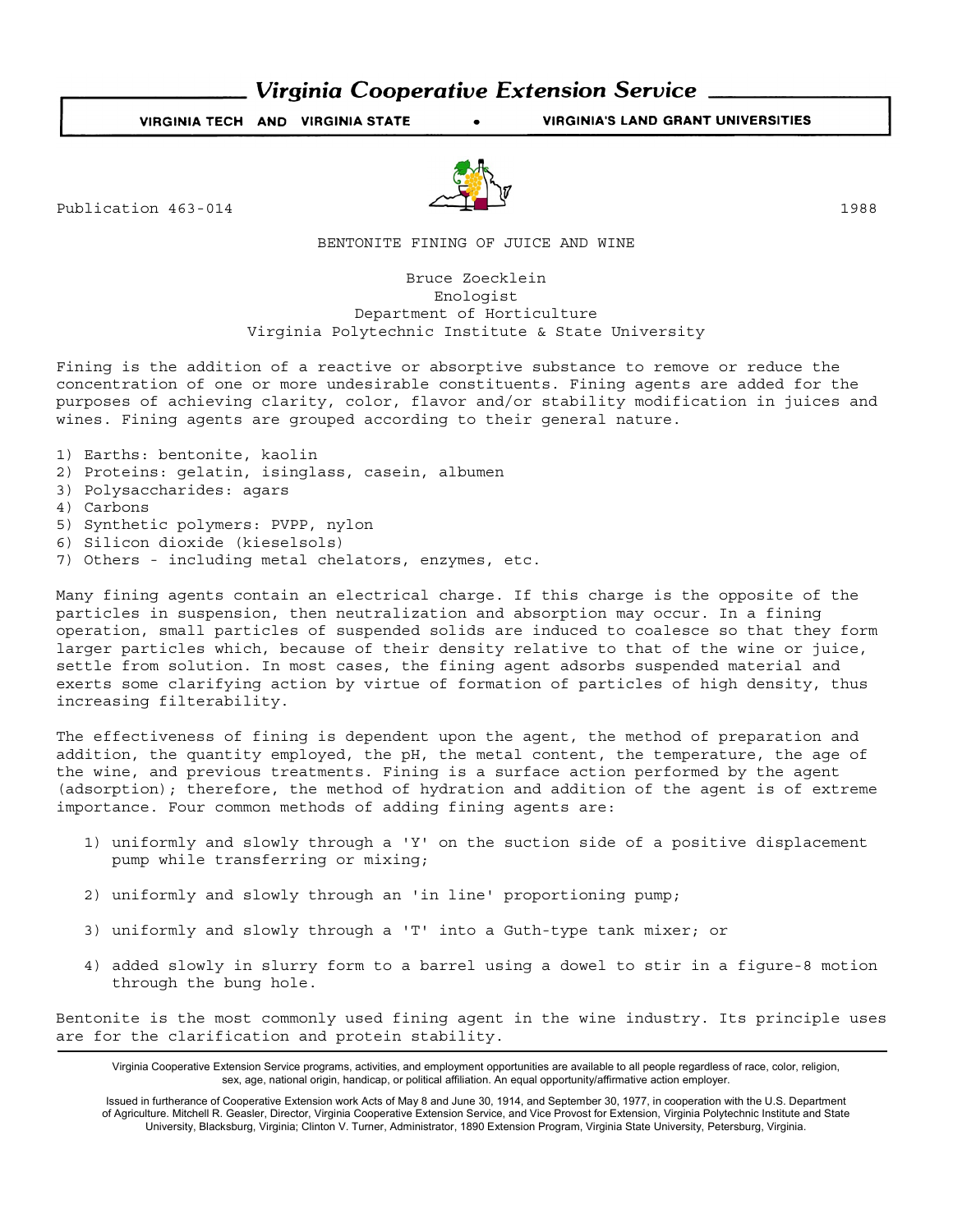# Virginia Cooperative Extension Service

VIRGINIA TECH AND VIRGINIA STATE • VIRGINIA'S LAND GRANT UNIVERSITIES

Publication 463-014 1988

## BENTONITE FINING OF JUICE AND WINE

Bruce Zoecklein
Enologist
Department of Horticulture
Virginia Polytechnic Institute & State University

Fining is the addition of a reactive or absorptive substance to remove or reduce the concentration of one or more undesirable constituents. Fining agents are added for the purposes of achieving clarity, color, flavor and/or stability modification in juices and wines. Fining agents are grouped according to their general nature.

1) Earths: bentonite, kaolin
2) Proteins: gelatin, isinglass, casein, albumen
3) Polysaccharides: agars
4) Carbons
5) Synthetic polymers: PVPP, nylon
6) Silicon dioxide (kieselsols)
7) Others - including metal chelators, enzymes, etc.

Many fining agents contain an electrical charge. If this charge is the opposite of the particles in suspension, then neutralization and absorption may occur. In a fining operation, small particles of suspended solids are induced to coalesce so that they form larger particles which, because of their density relative to that of the wine or juice, settle from solution. In most cases, the fining agent adsorbs suspended material and exerts some clarifying action by virtue of formation of particles of high density, thus increasing filterability.

The effectiveness of fining is dependent upon the agent, the method of preparation and addition, the quantity employed, the pH, the metal content, the temperature, the age of the wine, and previous treatments. Fining is a surface action performed by the agent (adsorption); therefore, the method of hydration and addition of the agent is of extreme importance. Four common methods of adding fining agents are:

1) uniformly and slowly through a 'Y' on the suction side of a positive displacement pump while transferring or mixing;

2) uniformly and slowly through an 'in line' proportioning pump;

3) uniformly and slowly through a 'T' into a Guth-type tank mixer; or

4) added slowly in slurry form to a barrel using a dowel to stir in a figure-8 motion through the bung hole.

Bentonite is the most commonly used fining agent in the wine industry. Its principle uses are for the clarification and protein stability.

Virginia Cooperative Extension Service programs, activities, and employment opportunities are available to all people regardless of race, color, religion, sex, age, national origin, handicap, or political affiliation. An equal opportunity/affirmative action employer.

Issued in furtherance of Cooperative Extension work Acts of May 8 and June 30, 1914, and September 30, 1977, in cooperation with the U.S. Department of Agriculture. Mitchell R. Geasler, Director, Virginia Cooperative Extension Service, and Vice Provost for Extension, Virginia Polytechnic Institute and State University, Blacksburg, Virginia; Clinton V. Turner, Administrator, 1890 Extension Program, Virginia State University, Petersburg, Virginia.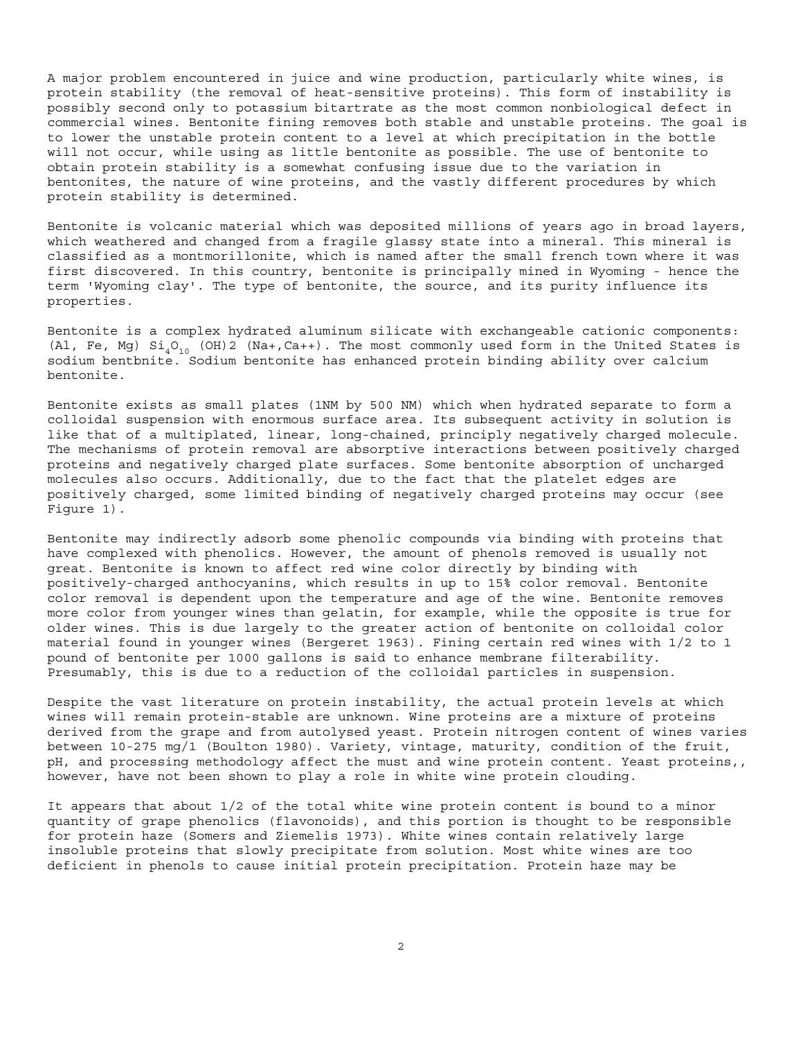A major problem encountered in juice and wine production, particularly white wines, is protein stability (the removal of heat-sensitive proteins). This form of instability is possibly second only to potassium bitartrate as the most common nonbiological defect in commercial wines. Bentonite fining removes both stable and unstable proteins. The goal is to lower the unstable protein content to a level at which precipitation in the bottle will not occur, while using as little bentonite as possible. The use of bentonite to obtain protein stability is a somewhat confusing issue due to the variation in bentonites, the nature of wine proteins, and the vastly different procedures by which protein stability is determined.

Bentonite is volcanic material which was deposited millions of years ago in broad layers, which weathered and changed from a fragile glassy state into a mineral. This mineral is classified as a montmorillonite, which is named after the small french town where it was first discovered. In this country, bentonite is principally mined in Wyoming - hence the term 'Wyoming clay'. The type of bentonite, the source, and its purity influence its properties.

Bentonite is a complex hydrated aluminum silicate with exchangeable cationic components: (Al, Fe, Mg) $Si_4O_{10}$ (OH)2 ($Na^+$,$Ca^{++}$). The most commonly used form in the United States is sodium bentbnite. Sodium bentonite has enhanced protein binding ability over calcium bentonite.

Bentonite exists as small plates (1NM by 500 NM) which when hydrated separate to form a colloidal suspension with enormous surface area. Its subsequent activity in solution is like that of a multiplated, linear, long-chained, principly negatively charged molecule. The mechanisms of protein removal are absorptive interactions between positively charged proteins and negatively charged plate surfaces. Some bentonite absorption of uncharged molecules also occurs. Additionally, due to the fact that the platelet edges are positively charged, some limited binding of negatively charged proteins may occur (see Figure 1).

Bentonite may indirectly adsorb some phenolic compounds via binding with proteins that have complexed with phenolics. However, the amount of phenols removed is usually not great. Bentonite is known to affect red wine color directly by binding with positively-charged anthocyanins, which results in up to 15% color removal. Bentonite color removal is dependent upon the temperature and age of the wine. Bentonite removes more color from younger wines than gelatin, for example, while the opposite is true for older wines. This is due largely to the greater action of bentonite on colloidal color material found in younger wines (Bergeret 1963). Fining certain red wines with 1/2 to 1 pound of bentonite per 1000 gallons is said to enhance membrane filterability. Presumably, this is due to a reduction of the colloidal particles in suspension.

Despite the vast literature on protein instability, the actual protein levels at which wines will remain protein-stable are unknown. Wine proteins are a mixture of proteins derived from the grape and from autolysed yeast. Protein nitrogen content of wines varies between 10-275 mg/1 (Boulton 1980). Variety, vintage, maturity, condition of the fruit, pH, and processing methodology affect the must and wine protein content. Yeast proteins,, however, have not been shown to play a role in white wine protein clouding.

It appears that about 1/2 of the total white wine protein content is bound to a minor quantity of grape phenolics (flavonoids), and this portion is thought to be responsible for protein haze (Somers and Ziemelis 1973). White wines contain relatively large insoluble proteins that slowly precipitate from solution. Most white wines are too deficient in phenols to cause initial protein precipitation. Protein haze may be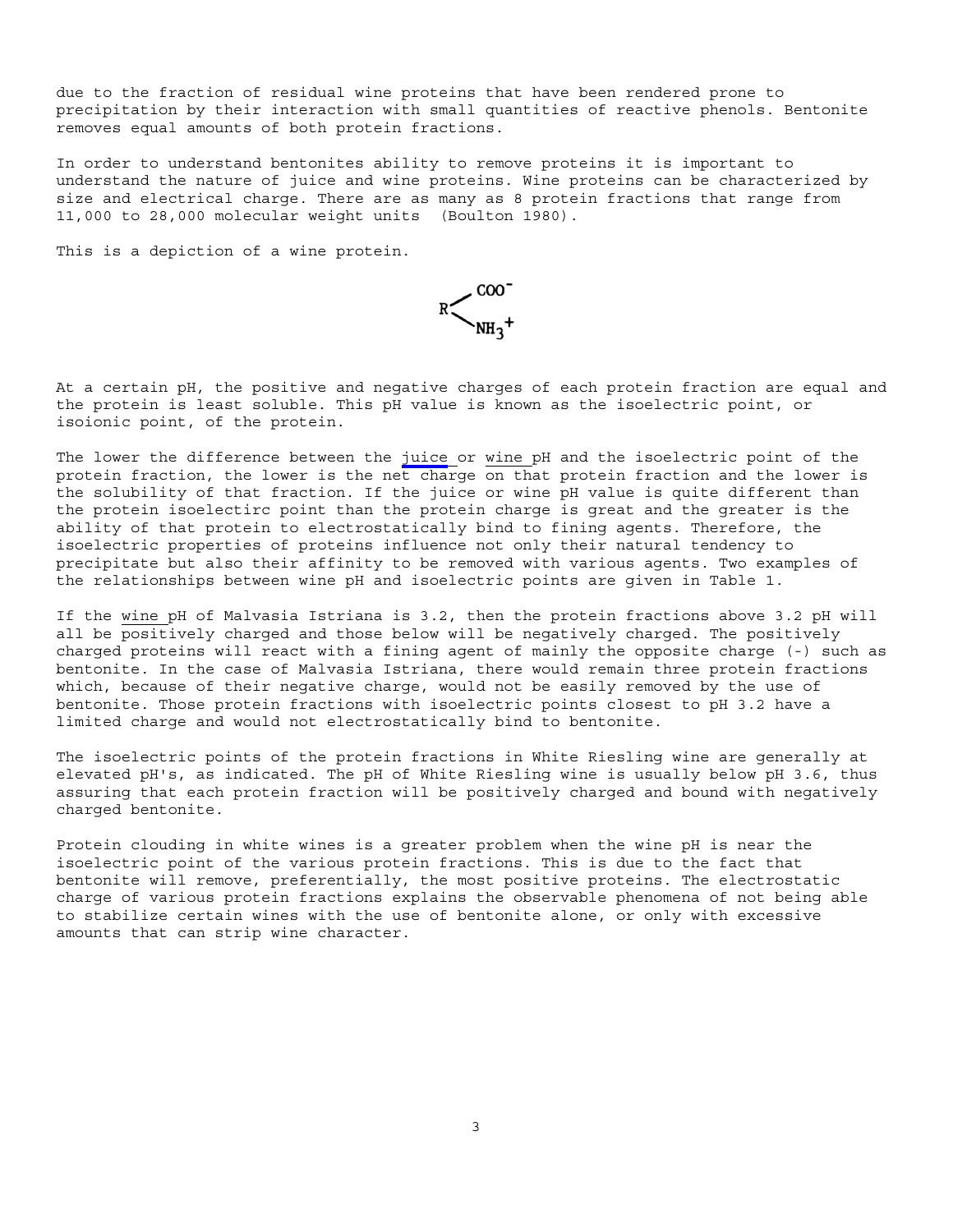due to the fraction of residual wine proteins that have been rendered prone to precipitation by their interaction with small quantities of reactive phenols. Bentonite removes equal amounts of both protein fractions.

In order to understand bentonites ability to remove proteins it is important to understand the nature of juice and wine proteins. Wine proteins can be characterized by size and electrical charge. There are as many as 8 protein fractions that range from 11,000 to 28,000 molecular weight units (Boulton 1980).

This is a depiction of a wine protein.

$$R \begin{matrix} \diagup COO^- \\ \diagdown NH_3^+ \end{matrix}$$

At a certain pH, the positive and negative charges of each protein fraction are equal and the protein is least soluble. This pH value is known as the isoelectric point, or isoionic point, of the protein.

The lower the difference between the juice or wine pH and the isoelectric point of the protein fraction, the lower is the net charge on that protein fraction and the lower is the solubility of that fraction. If the juice or wine pH value is quite different than the protein isoelectirc point than the protein charge is great and the greater is the ability of that protein to electrostatically bind to fining agents. Therefore, the isoelectric properties of proteins influence not only their natural tendency to precipitate but also their affinity to be removed with various agents. Two examples of the relationships between wine pH and isoelectric points are given in Table 1.

If the wine pH of Malvasia Istriana is 3.2, then the protein fractions above 3.2 pH will all be positively charged and those below will be negatively charged. The positively charged proteins will react with a fining agent of mainly the opposite charge (-) such as bentonite. In the case of Malvasia Istriana, there would remain three protein fractions which, because of their negative charge, would not be easily removed by the use of bentonite. Those protein fractions with isoelectric points closest to pH 3.2 have a limited charge and would not electrostatically bind to bentonite.

The isoelectric points of the protein fractions in White Riesling wine are generally at elevated pH's, as indicated. The pH of White Riesling wine is usually below pH 3.6, thus assuring that each protein fraction will be positively charged and bound with negatively charged bentonite.

Protein clouding in white wines is a greater problem when the wine pH is near the isoelectric point of the various protein fractions. This is due to the fact that bentonite will remove, preferentially, the most positive proteins. The electrostatic charge of various protein fractions explains the observable phenomena of not being able to stabilize certain wines with the use of bentonite alone, or only with excessive amounts that can strip wine character.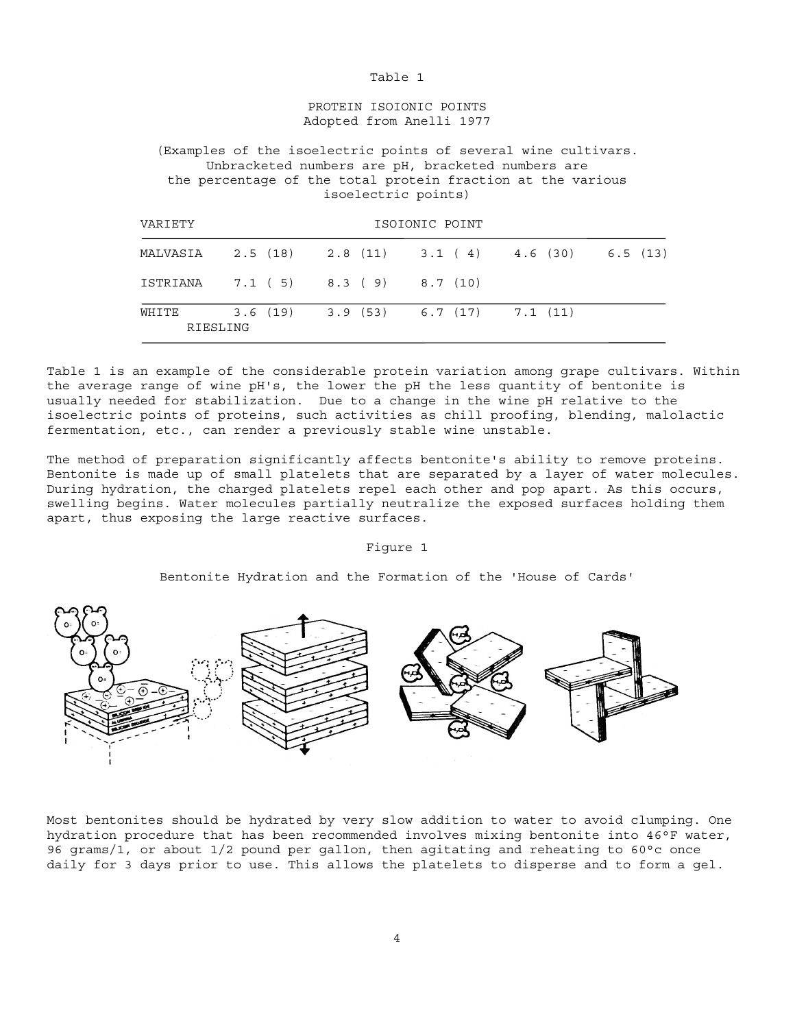Table 1

PROTEIN ISOIONIC POINTS
Adopted from Anelli 1977

(Examples of the isoelectric points of several wine cultivars. Unbracketed numbers are pH, bracketed numbers are the percentage of the total protein fraction at the various isoelectric points)

| VARIETY | ISOIONIC POINT | | | | |
|---|---|---|---|---|---|
| MALVASIA | 2.5 (18) | 2.8 (11) | 3.1 ( 4) | 4.6 (30) | 6.5 (13) |
| ISTRIANA | 7.1 ( 5) | 8.3 ( 9) | 8.7 (10) | | |
| WHITE RIESLING | 3.6 (19) | 3.9 (53) | 6.7 (17) | 7.1 (11) | |

Table 1 is an example of the considerable protein variation among grape cultivars. Within the average range of wine pH's, the lower the pH the less quantity of bentonite is usually needed for stabilization. Due to a change in the wine pH relative to the isoelectric points of proteins, such activities as chill proofing, blending, malolactic fermentation, etc., can render a previously stable wine unstable.

The method of preparation significantly affects bentonite's ability to remove proteins. Bentonite is made up of small platelets that are separated by a layer of water molecules. During hydration, the charged platelets repel each other and pop apart. As this occurs, swelling begins. Water molecules partially neutralize the exposed surfaces holding them apart, thus exposing the large reactive surfaces.

Figure 1

Bentonite Hydration and the Formation of the 'House of Cards'

Most bentonites should be hydrated by very slow addition to water to avoid clumping. One hydration procedure that has been recommended involves mixing bentonite into 46°F water, 96 grams/1, or about 1/2 pound per gallon, then agitating and reheating to 60°c once daily for 3 days prior to use. This allows the platelets to disperse and to form a gel.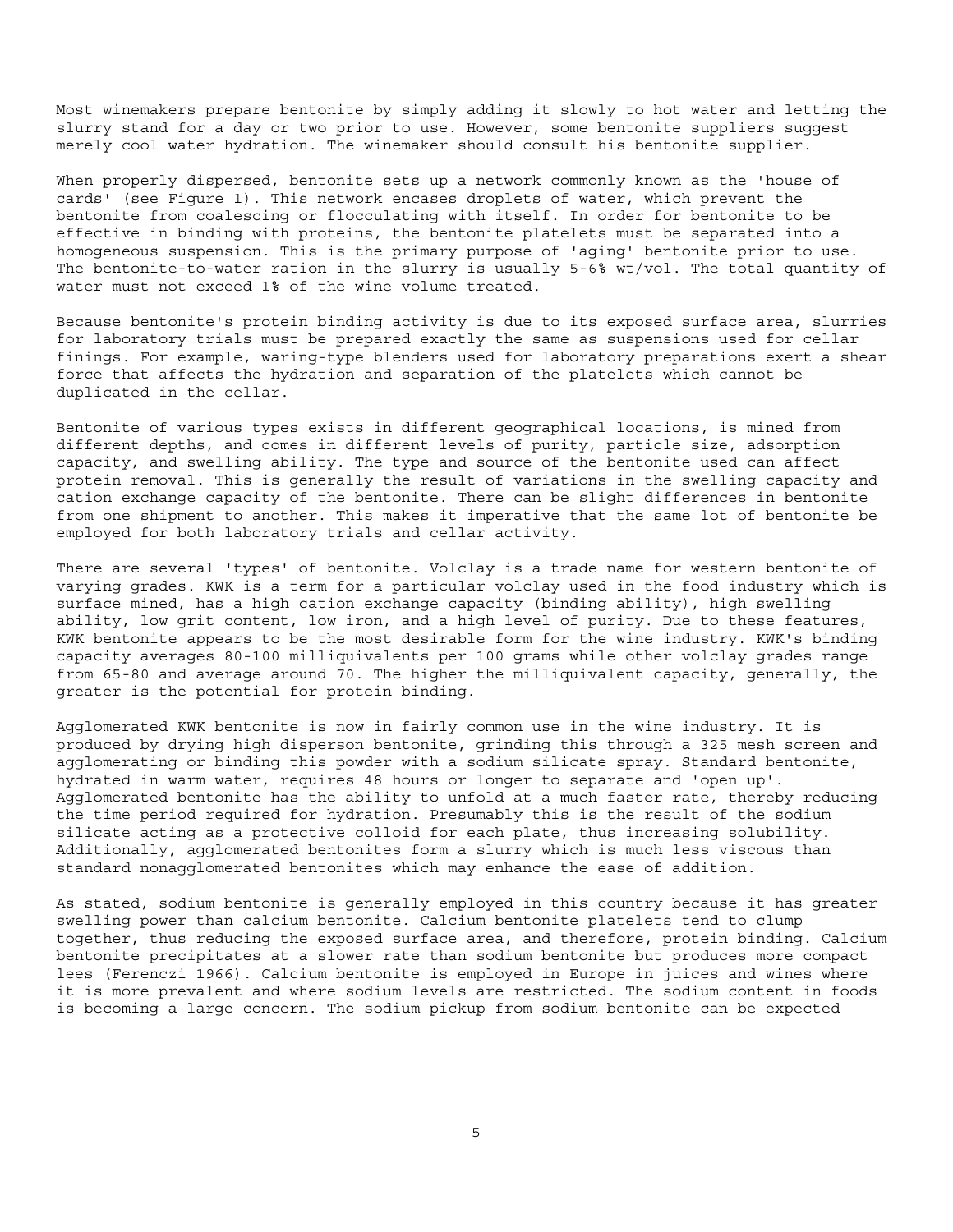Most winemakers prepare bentonite by simply adding it slowly to hot water and letting the slurry stand for a day or two prior to use. However, some bentonite suppliers suggest merely cool water hydration. The winemaker should consult his bentonite supplier.

When properly dispersed, bentonite sets up a network commonly known as the 'house of cards' (see Figure 1). This network encases droplets of water, which prevent the bentonite from coalescing or flocculating with itself. In order for bentonite to be effective in binding with proteins, the bentonite platelets must be separated into a homogeneous suspension. This is the primary purpose of 'aging' bentonite prior to use. The bentonite-to-water ration in the slurry is usually 5-6% wt/vol. The total quantity of water must not exceed 1% of the wine volume treated.

Because bentonite's protein binding activity is due to its exposed surface area, slurries for laboratory trials must be prepared exactly the same as suspensions used for cellar finings. For example, waring-type blenders used for laboratory preparations exert a shear force that affects the hydration and separation of the platelets which cannot be duplicated in the cellar.

Bentonite of various types exists in different geographical locations, is mined from different depths, and comes in different levels of purity, particle size, adsorption capacity, and swelling ability. The type and source of the bentonite used can affect protein removal. This is generally the result of variations in the swelling capacity and cation exchange capacity of the bentonite. There can be slight differences in bentonite from one shipment to another. This makes it imperative that the same lot of bentonite be employed for both laboratory trials and cellar activity.

There are several 'types' of bentonite. Volclay is a trade name for western bentonite of varying grades. KWK is a term for a particular volclay used in the food industry which is surface mined, has a high cation exchange capacity (binding ability), high swelling ability, low grit content, low iron, and a high level of purity. Due to these features, KWK bentonite appears to be the most desirable form for the wine industry. KWK's binding capacity averages 80-100 milliquivalents per 100 grams while other volclay grades range from 65-80 and average around 70. The higher the milliquivalent capacity, generally, the greater is the potential for protein binding.

Agglomerated KWK bentonite is now in fairly common use in the wine industry. It is produced by drying high disperson bentonite, grinding this through a 325 mesh screen and agglomerating or binding this powder with a sodium silicate spray. Standard bentonite, hydrated in warm water, requires 48 hours or longer to separate and 'open up'. Agglomerated bentonite has the ability to unfold at a much faster rate, thereby reducing the time period required for hydration. Presumably this is the result of the sodium silicate acting as a protective colloid for each plate, thus increasing solubility. Additionally, agglomerated bentonites form a slurry which is much less viscous than standard nonagglomerated bentonites which may enhance the ease of addition.

As stated, sodium bentonite is generally employed in this country because it has greater swelling power than calcium bentonite. Calcium bentonite platelets tend to clump together, thus reducing the exposed surface area, and therefore, protein binding. Calcium bentonite precipitates at a slower rate than sodium bentonite but produces more compact lees (Ferenczi 1966). Calcium bentonite is employed in Europe in juices and wines where it is more prevalent and where sodium levels are restricted. The sodium content in foods is becoming a large concern. The sodium pickup from sodium bentonite can be expected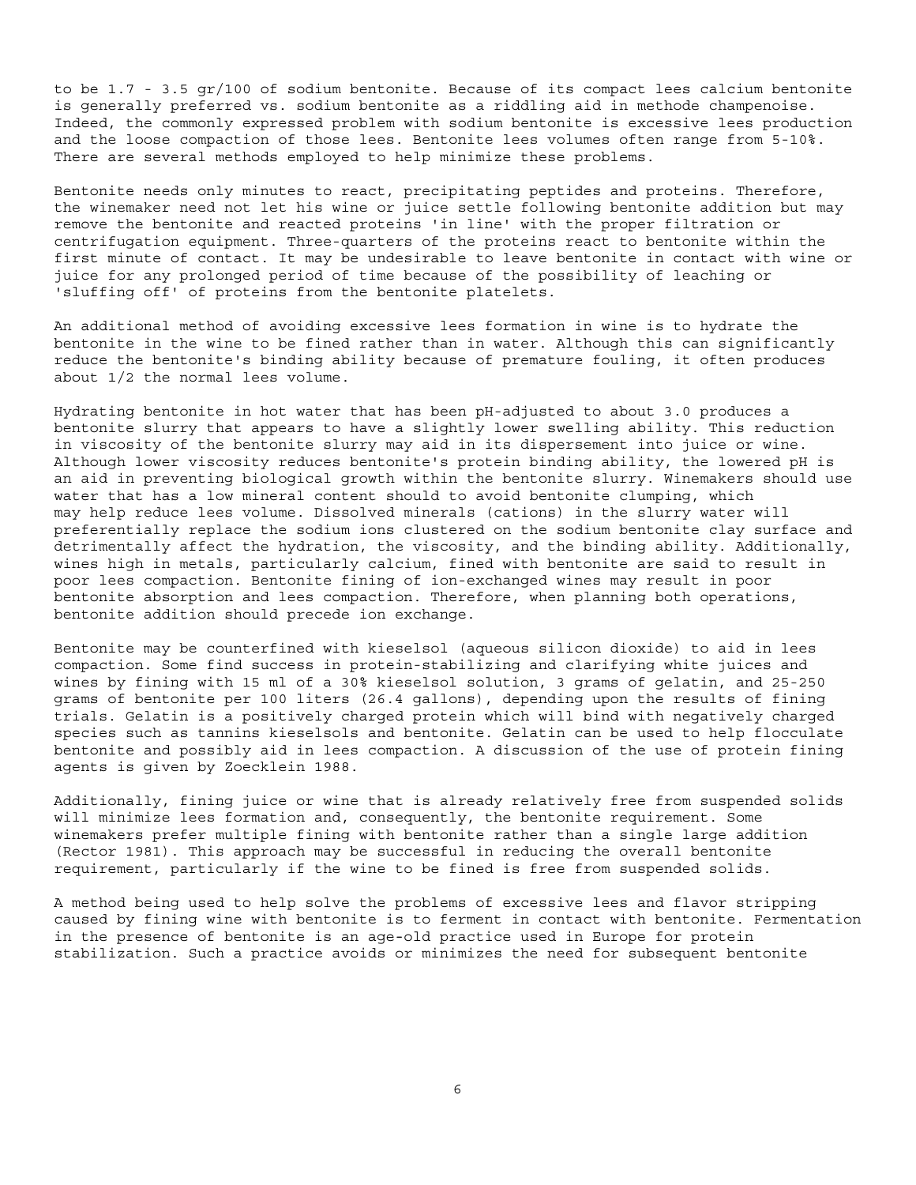to be 1.7 - 3.5 gr/100 of sodium bentonite. Because of its compact lees calcium bentonite is generally preferred vs. sodium bentonite as a riddling aid in methode champenoise. Indeed, the commonly expressed problem with sodium bentonite is excessive lees production and the loose compaction of those lees. Bentonite lees volumes often range from 5-10%. There are several methods employed to help minimize these problems.

Bentonite needs only minutes to react, precipitating peptides and proteins. Therefore, the winemaker need not let his wine or juice settle following bentonite addition but may remove the bentonite and reacted proteins 'in line' with the proper filtration or centrifugation equipment. Three-quarters of the proteins react to bentonite within the first minute of contact. It may be undesirable to leave bentonite in contact with wine or juice for any prolonged period of time because of the possibility of leaching or 'sluffing off' of proteins from the bentonite platelets.

An additional method of avoiding excessive lees formation in wine is to hydrate the bentonite in the wine to be fined rather than in water. Although this can significantly reduce the bentonite's binding ability because of premature fouling, it often produces about 1/2 the normal lees volume.

Hydrating bentonite in hot water that has been pH-adjusted to about 3.0 produces a bentonite slurry that appears to have a slightly lower swelling ability. This reduction in viscosity of the bentonite slurry may aid in its dispersement into juice or wine. Although lower viscosity reduces bentonite's protein binding ability, the lowered pH is an aid in preventing biological growth within the bentonite slurry. Winemakers should use water that has a low mineral content should to avoid bentonite clumping, which may help reduce lees volume. Dissolved minerals (cations) in the slurry water will preferentially replace the sodium ions clustered on the sodium bentonite clay surface and detrimentally affect the hydration, the viscosity, and the binding ability. Additionally, wines high in metals, particularly calcium, fined with bentonite are said to result in poor lees compaction. Bentonite fining of ion-exchanged wines may result in poor bentonite absorption and lees compaction. Therefore, when planning both operations, bentonite addition should precede ion exchange.

Bentonite may be counterfined with kieselsol (aqueous silicon dioxide) to aid in lees compaction. Some find success in protein-stabilizing and clarifying white juices and wines by fining with 15 ml of a 30% kieselsol solution, 3 grams of gelatin, and 25-250 grams of bentonite per 100 liters (26.4 gallons), depending upon the results of fining trials. Gelatin is a positively charged protein which will bind with negatively charged species such as tannins kieselsols and bentonite. Gelatin can be used to help flocculate bentonite and possibly aid in lees compaction. A discussion of the use of protein fining agents is given by Zoecklein 1988.

Additionally, fining juice or wine that is already relatively free from suspended solids will minimize lees formation and, consequently, the bentonite requirement. Some winemakers prefer multiple fining with bentonite rather than a single large addition (Rector 1981). This approach may be successful in reducing the overall bentonite requirement, particularly if the wine to be fined is free from suspended solids.

A method being used to help solve the problems of excessive lees and flavor stripping caused by fining wine with bentonite is to ferment in contact with bentonite. Fermentation in the presence of bentonite is an age-old practice used in Europe for protein stabilization. Such a practice avoids or minimizes the need for subsequent bentonite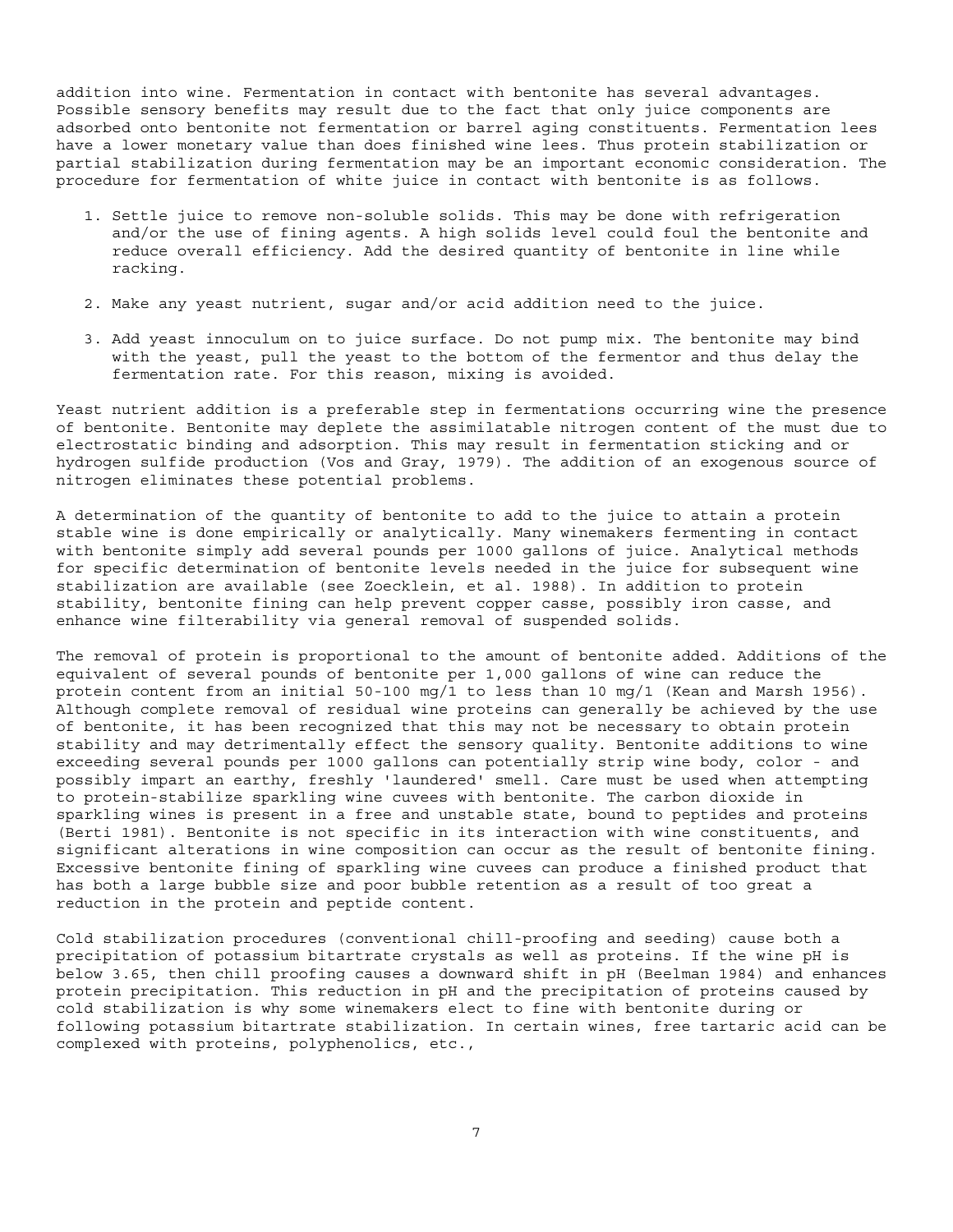addition into wine. Fermentation in contact with bentonite has several advantages. Possible sensory benefits may result due to the fact that only juice components are adsorbed onto bentonite not fermentation or barrel aging constituents. Fermentation lees have a lower monetary value than does finished wine lees. Thus protein stabilization or partial stabilization during fermentation may be an important economic consideration. The procedure for fermentation of white juice in contact with bentonite is as follows.

1. Settle juice to remove non-soluble solids. This may be done with refrigeration and/or the use of fining agents. A high solids level could foul the bentonite and reduce overall efficiency. Add the desired quantity of bentonite in line while racking.

2. Make any yeast nutrient, sugar and/or acid addition need to the juice.

3. Add yeast innoculum on to juice surface. Do not pump mix. The bentonite may bind with the yeast, pull the yeast to the bottom of the fermentor and thus delay the fermentation rate. For this reason, mixing is avoided.

Yeast nutrient addition is a preferable step in fermentations occurring wine the presence of bentonite. Bentonite may deplete the assimilatable nitrogen content of the must due to electrostatic binding and adsorption. This may result in fermentation sticking and or hydrogen sulfide production (Vos and Gray, 1979). The addition of an exogenous source of nitrogen eliminates these potential problems.

A determination of the quantity of bentonite to add to the juice to attain a protein stable wine is done empirically or analytically. Many winemakers fermenting in contact with bentonite simply add several pounds per 1000 gallons of juice. Analytical methods for specific determination of bentonite levels needed in the juice for subsequent wine stabilization are available (see Zoecklein, et al. 1988). In addition to protein stability, bentonite fining can help prevent copper casse, possibly iron casse, and enhance wine filterability via general removal of suspended solids.

The removal of protein is proportional to the amount of bentonite added. Additions of the equivalent of several pounds of bentonite per 1,000 gallons of wine can reduce the protein content from an initial 50-100 mg/l to less than 10 mg/l (Kean and Marsh 1956). Although complete removal of residual wine proteins can generally be achieved by the use of bentonite, it has been recognized that this may not be necessary to obtain protein stability and may detrimentally effect the sensory quality. Bentonite additions to wine exceeding several pounds per 1000 gallons can potentially strip wine body, color - and possibly impart an earthy, freshly 'laundered' smell. Care must be used when attempting to protein-stabilize sparkling wine cuvees with bentonite. The carbon dioxide in sparkling wines is present in a free and unstable state, bound to peptides and proteins (Berti 1981). Bentonite is not specific in its interaction with wine constituents, and significant alterations in wine composition can occur as the result of bentonite fining. Excessive bentonite fining of sparkling wine cuvees can produce a finished product that has both a large bubble size and poor bubble retention as a result of too great a reduction in the protein and peptide content.

Cold stabilization procedures (conventional chill-proofing and seeding) cause both a precipitation of potassium bitartrate crystals as well as proteins. If the wine pH is below 3.65, then chill proofing causes a downward shift in pH (Beelman 1984) and enhances protein precipitation. This reduction in pH and the precipitation of proteins caused by cold stabilization is why some winemakers elect to fine with bentonite during or following potassium bitartrate stabilization. In certain wines, free tartaric acid can be complexed with proteins, polyphenolics, etc.,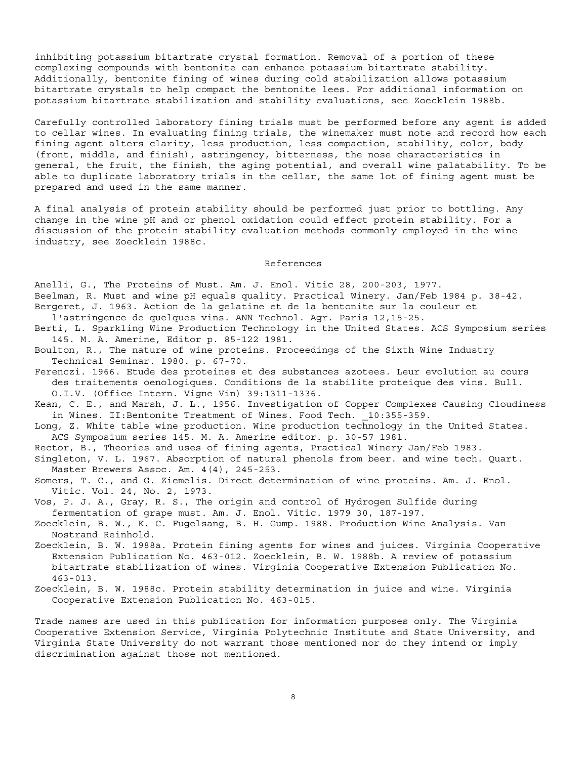inhibiting potassium bitartrate crystal formation. Removal of a portion of these complexing compounds with bentonite can enhance potassium bitartrate stability. Additionally, bentonite fining of wines during cold stabilization allows potassium bitartrate crystals to help compact the bentonite lees. For additional information on potassium bitartrate stabilization and stability evaluations, see Zoecklein 1988b.

Carefully controlled laboratory fining trials must be performed before any agent is added to cellar wines. In evaluating fining trials, the winemaker must note and record how each fining agent alters clarity, less production, less compaction, stability, color, body (front, middle, and finish), astringency, bitterness, the nose characteristics in general, the fruit, the finish, the aging potential, and overall wine palatability. To be able to duplicate laboratory trials in the cellar, the same lot of fining agent must be prepared and used in the same manner.

A final analysis of protein stability should be performed just prior to bottling. Any change in the wine pH and or phenol oxidation could effect protein stability. For a discussion of the protein stability evaluation methods commonly employed in the wine industry, see Zoecklein 1988c.

## References

Anelli, G., The Proteins of Must. Am. J. Enol. Vitic 28, 200-203, 1977.

Beelman, R. Must and wine pH equals quality. Practical Winery. Jan/Feb 1984 p. 38-42.

Bergeret, J. 1963. Action de la gelatine et de la bentonite sur la couleur et l'astringence de quelques vins. ANN Technol. Agr. Paris 12,15-25.

Berti, L. Sparkling Wine Production Technology in the United States. ACS Symposium series 145. M. A. Amerine, Editor p. 85-122 1981.

Boulton, R., The nature of wine proteins. Proceedings of the Sixth Wine Industry Technical Seminar. 1980. p. 67-70.

Ferenczi. 1966. Etude des proteines et des substances azotees. Leur evolution au cours des traitements oenologiques. Conditions de la stabilite proteique des vins. Bull. O.I.V. (Office Intern. Vigne Vin) 39:1311-1336.

Kean, C. E., and Marsh, J. L., 1956. Investigation of Copper Complexes Causing Cloudiness in Wines. II:Bentonite Treatment of Wines. Food Tech. _10:355-359.

Long, Z. White table wine production. Wine production technology in the United States. ACS Symposium series 145. M. A. Amerine editor. p. 30-57 1981.

Rector, B., Theories and uses of fining agents, Practical Winery Jan/Feb 1983.

Singleton, V. L. 1967. Absorption of natural phenols from beer. and wine tech. Quart. Master Brewers Assoc. Am. 4(4), 245-253.

Somers, T. C., and G. Ziemelis. Direct determination of wine proteins. Am. J. Enol. Vitic. Vol. 24, No. 2, 1973.

Vos, P. J. A., Gray, R. S., The origin and control of Hydrogen Sulfide during fermentation of grape must. Am. J. Enol. Vitic. 1979 30, 187-197.

Zoecklein, B. W., K. C. Fugelsang, B. H. Gump. 1988. Production Wine Analysis. Van Nostrand Reinhold.

Zoecklein, B. W. 1988a. Protein fining agents for wines and juices. Virginia Cooperative Extension Publication No. 463-012. Zoecklein, B. W. 1988b. A review of potassium bitartrate stabilization of wines. Virginia Cooperative Extension Publication No. 463-013.

Zoecklein, B. W. 1988c. Protein stability determination in juice and wine. Virginia Cooperative Extension Publication No. 463-015.

Trade names are used in this publication for information purposes only. The Virginia Cooperative Extension Service, Virginia Polytechnic Institute and State University, and Virginia State University do not warrant those mentioned nor do they intend or imply discrimination against those not mentioned.